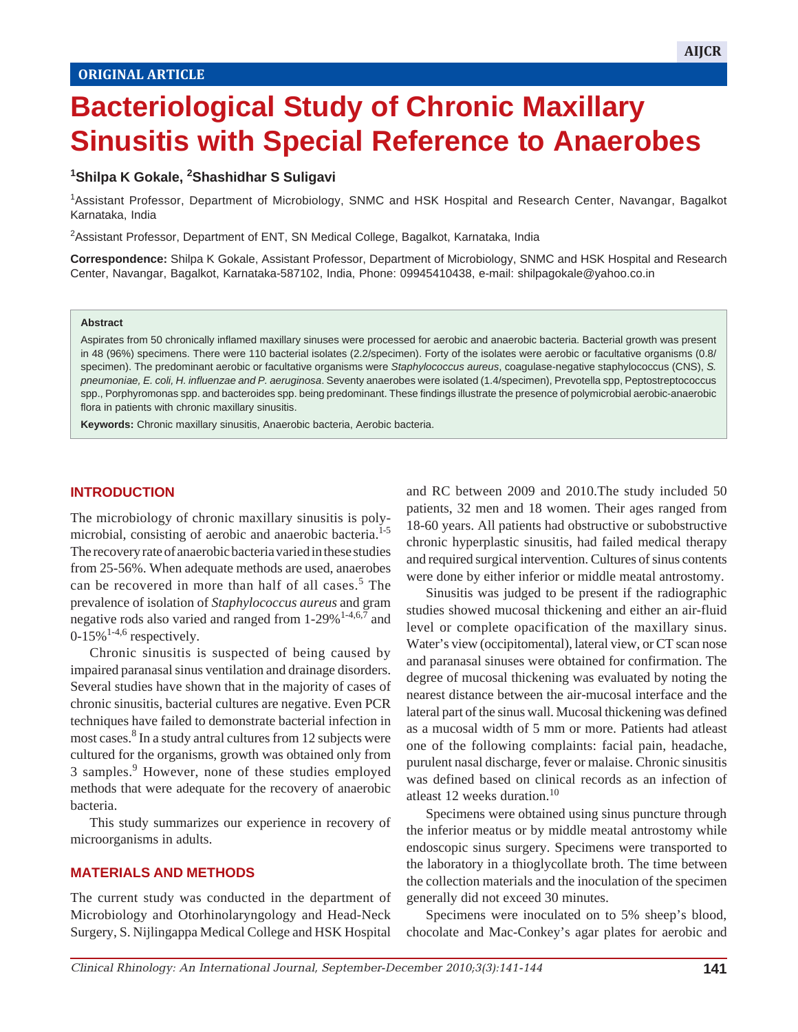ORIGINAL ARTICLE

# Bacteriological Study of Chronic Maxillary Sinusitis with Special Reference to Anaerobes

[1]Shilpa K Gokale, [2]Shashidhar S Suligavi

[1]Assistant Professor, Department of Microbiology, SNMC and HSK Hospital and Research Center, Navangar, Bagalkot Karnataka, India

[2]Assistant Professor, Department of ENT, SN Medical College, Bagalkot, Karnataka, India

**Correspondence:** Shilpa K Gokale, Assistant Professor, Department of Microbiology, SNMC and HSK Hospital and Research Center, Navangar, Bagalkot, Karnataka-587102, India, Phone: 09945410438, e-mail: shilpagokale@yahoo.co.in

**Abstract**

Aspirates from 50 chronically inflamed maxillary sinuses were processed for aerobic and anaerobic bacteria. Bacterial growth was present in 48 (96%) specimens. There were 110 bacterial isolates (2.2/specimen). Forty of the isolates were aerobic or facultative organisms (0.8/specimen). The predominant aerobic or facultative organisms were *Staphylococcus aureus*, coagulase-negative staphylococcus (CNS), *S. pneumoniae, E. coli, H. influenzae and P. aeruginosa*. Seventy anaerobes were isolated (1.4/specimen), Prevotella spp, Peptostreptococcus spp., Porphyromonas spp. and bacteroides spp. being predominant. These findings illustrate the presence of polymicrobial aerobic-anaerobic flora in patients with chronic maxillary sinusitis.

**Keywords:** Chronic maxillary sinusitis, Anaerobic bacteria, Aerobic bacteria.

## INTRODUCTION

The microbiology of chronic maxillary sinusitis is polymicrobial, consisting of aerobic and anaerobic bacteria.[1-5] The recovery rate of anaerobic bacteria varied in these studies from 25-56%. When adequate methods are used, anaerobes can be recovered in more than half of all cases.[5] The prevalence of isolation of *Staphylococcus aureus* and gram negative rods also varied and ranged from 1-29%[1-4,6,7] and 0-15%[1-4,6] respectively.

Chronic sinusitis is suspected of being caused by impaired paranasal sinus ventilation and drainage disorders. Several studies have shown that in the majority of cases of chronic sinusitis, bacterial cultures are negative. Even PCR techniques have failed to demonstrate bacterial infection in most cases.[8] In a study antral cultures from 12 subjects were cultured for the organisms, growth was obtained only from 3 samples.[9] However, none of these studies employed methods that were adequate for the recovery of anaerobic bacteria.

This study summarizes our experience in recovery of microorganisms in adults.

## MATERIALS AND METHODS

The current study was conducted in the department of Microbiology and Otorhinolaryngology and Head-Neck Surgery, S. Nijlingappa Medical College and HSK Hospital and RC between 2009 and 2010.The study included 50 patients, 32 men and 18 women. Their ages ranged from 18-60 years. All patients had obstructive or subobstructive chronic hyperplastic sinusitis, had failed medical therapy and required surgical intervention. Cultures of sinus contents were done by either inferior or middle meatal antrostomy.

Sinusitis was judged to be present if the radiographic studies showed mucosal thickening and either an air-fluid level or complete opacification of the maxillary sinus. Water's view (occipitomental), lateral view, or CT scan nose and paranasal sinuses were obtained for confirmation. The degree of mucosal thickening was evaluated by noting the nearest distance between the air-mucosal interface and the lateral part of the sinus wall. Mucosal thickening was defined as a mucosal width of 5 mm or more. Patients had atleast one of the following complaints: facial pain, headache, purulent nasal discharge, fever or malaise. Chronic sinusitis was defined based on clinical records as an infection of atleast 12 weeks duration.[10]

Specimens were obtained using sinus puncture through the inferior meatus or by middle meatal antrostomy while endoscopic sinus surgery. Specimens were transported to the laboratory in a thioglycollate broth. The time between the collection materials and the inoculation of the specimen generally did not exceed 30 minutes.

Specimens were inoculated on to 5% sheep's blood, chocolate and Mac-Conkey's agar plates for aerobic and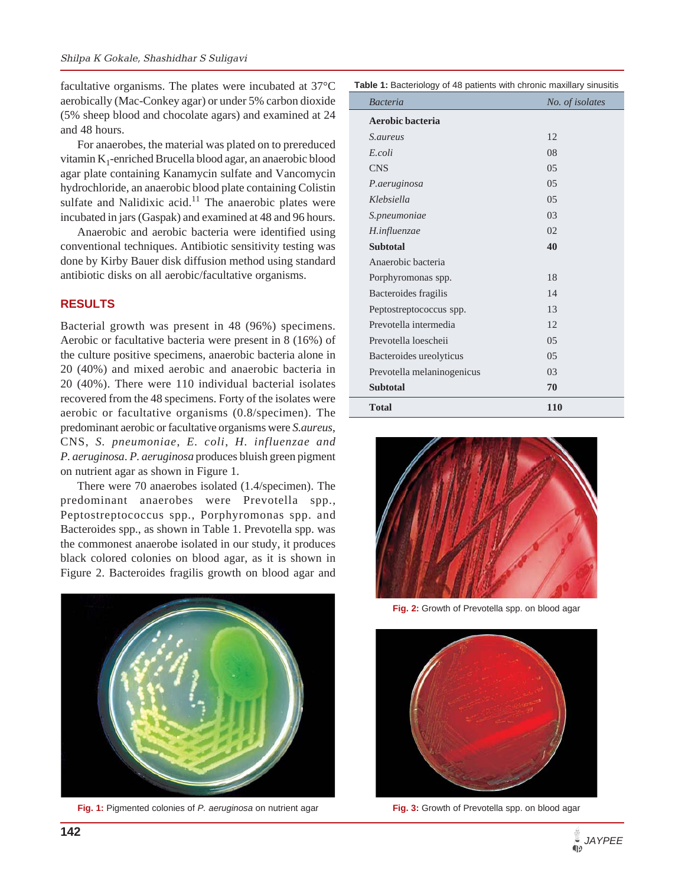facultative organisms. The plates were incubated at 37°C aerobically (Mac-Conkey agar) or under 5% carbon dioxide (5% sheep blood and chocolate agars) and examined at 24 and 48 hours.

For anaerobes, the material was plated on to prereduced vitamin $K_1$-enriched Brucella blood agar, an anaerobic blood agar plate containing Kanamycin sulfate and Vancomycin hydrochloride, an anaerobic blood plate containing Colistin sulfate and Nalidixic acid.[11] The anaerobic plates were incubated in jars (Gaspak) and examined at 48 and 96 hours.

Anaerobic and aerobic bacteria were identified using conventional techniques. Antibiotic sensitivity testing was done by Kirby Bauer disk diffusion method using standard antibiotic disks on all aerobic/facultative organisms.

## RESULTS

Bacterial growth was present in 48 (96%) specimens. Aerobic or facultative bacteria were present in 8 (16%) of the culture positive specimens, anaerobic bacteria alone in 20 (40%) and mixed aerobic and anaerobic bacteria in 20 (40%). There were 110 individual bacterial isolates recovered from the 48 specimens. Forty of the isolates were aerobic or facultative organisms (0.8/specimen). The predominant aerobic or facultative organisms were *S.aureus*, CNS, *S. pneumoniae*, *E. coli*, *H. influenzae and P. aeruginosa*. *P. aeruginosa* produces bluish green pigment on nutrient agar as shown in Figure 1.

There were 70 anaerobes isolated (1.4/specimen). The predominant anaerobes were Prevotella spp., Peptostreptococcus spp., Porphyromonas spp. and Bacteroides spp., as shown in Table 1. Prevotella spp. was the commonest anaerobe isolated in our study, it produces black colored colonies on blood agar, as it is shown in Figure 2. Bacteroides fragilis growth on blood agar and

**Table 1:** Bacteriology of 48 patients with chronic maxillary sinusitis

| *Bacteria* | *No. of isolates* |
|---|---|
| **Aerobic bacteria** | |
| *S.aureus* | 12 |
| *E.coli* | 08 |
| CNS | 05 |
| *P.aeruginosa* | 05 |
| *Klebsiella* | 05 |
| *S.pneumoniae* | 03 |
| *H.influenzae* | 02 |
| **Subtotal** | **40** |
| Anaerobic bacteria | |
| Porphyromonas spp. | 18 |
| Bacteroides fragilis | 14 |
| Peptostreptococcus spp. | 13 |
| Prevotella intermedia | 12 |
| Prevotella loescheii | 05 |
| Bacteroides ureolyticus | 05 |
| Prevotella melaninogenicus | 03 |
| **Subtotal** | **70** |
| **Total** | **110** |

**Fig. 1:** Pigmented colonies of *P. aeruginosa* on nutrient agar

**Fig. 2:** Growth of Prevotella spp. on blood agar

**Fig. 3:** Growth of Prevotella spp. on blood agar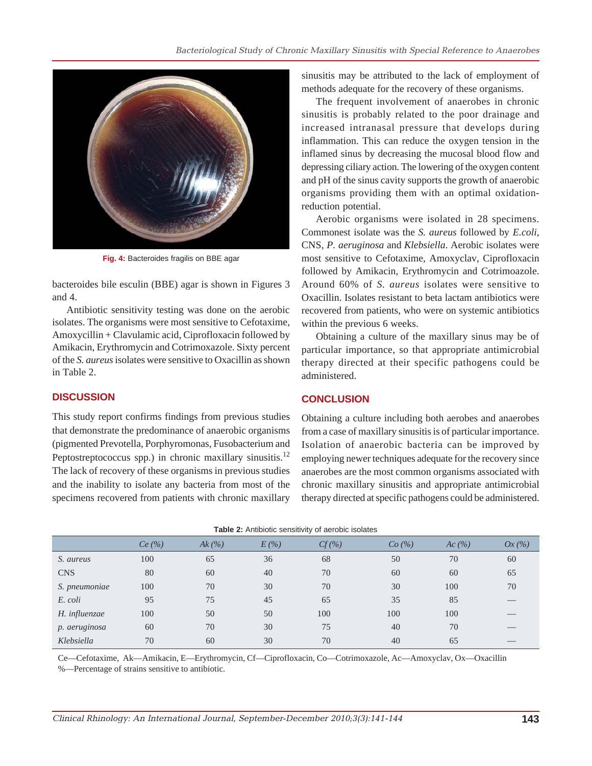Fig. 4: Bacteroides fragilis on BBE agar

bacteroides bile esculin (BBE) agar is shown in Figures 3 and 4.

Antibiotic sensitivity testing was done on the aerobic isolates. The organisms were most sensitive to Cefotaxime, Amoxycillin + Clavulamic acid, Ciprofloxacin followed by Amikacin, Erythromycin and Cotrimoxazole. Sixty percent of the *S. aureus* isolates were sensitive to Oxacillin as shown in Table 2.

## DISCUSSION

This study report confirms findings from previous studies that demonstrate the predominance of anaerobic organisms (pigmented Prevotella, Porphyromonas, Fusobacterium and Peptostreptococcus spp.) in chronic maxillary sinusitis.[12] The lack of recovery of these organisms in previous studies and the inability to isolate any bacteria from most of the specimens recovered from patients with chronic maxillary sinusitis may be attributed to the lack of employment of methods adequate for the recovery of these organisms.

The frequent involvement of anaerobes in chronic sinusitis is probably related to the poor drainage and increased intranasal pressure that develops during inflammation. This can reduce the oxygen tension in the inflamed sinus by decreasing the mucosal blood flow and depressing ciliary action. The lowering of the oxygen content and pH of the sinus cavity supports the growth of anaerobic organisms providing them with an optimal oxidation-reduction potential.

Aerobic organisms were isolated in 28 specimens. Commonest isolate was the *S. aureus* followed by *E.coli*, CNS, *P. aeruginosa* and *Klebsiella*. Aerobic isolates were most sensitive to Cefotaxime, Amoxyclav, Ciprofloxacin followed by Amikacin, Erythromycin and Cotrimoazole. Around 60% of *S. aureus* isolates were sensitive to Oxacillin. Isolates resistant to beta lactam antibiotics were recovered from patients, who were on systemic antibiotics within the previous 6 weeks.

Obtaining a culture of the maxillary sinus may be of particular importance, so that appropriate antimicrobial therapy directed at their specific pathogens could be administered.

## CONCLUSION

Obtaining a culture including both aerobes and anaerobes from a case of maxillary sinusitis is of particular importance. Isolation of anaerobic bacteria can be improved by employing newer techniques adequate for the recovery since anaerobes are the most common organisms associated with chronic maxillary sinusitis and appropriate antimicrobial therapy directed at specific pathogens could be administered.

**Table 2:** Antibiotic sensitivity of aerobic isolates

| | *Ce (%)* | *Ak (%)* | *E (%)* | *Cf (%)* | *Co (%)* | *Ac (%)* | *Ox (%)* |
|---|---|---|---|---|---|---|---|
| *S. aureus* | 100 | 65 | 36 | 68 | 50 | 70 | 60 |
| CNS | 80 | 60 | 40 | 70 | 60 | 60 | 65 |
| *S. pneumoniae* | 100 | 70 | 30 | 70 | 30 | 100 | 70 |
| *E. coli* | 95 | 75 | 45 | 65 | 35 | 85 | — |
| *H. influenzae* | 100 | 50 | 50 | 100 | 100 | 100 | — |
| *p. aeruginosa* | 60 | 70 | 30 | 75 | 40 | 70 | — |
| *Klebsiella* | 70 | 60 | 30 | 70 | 40 | 65 | — |

Ce—Cefotaxime, Ak—Amikacin, E—Erythromycin, Cf—Ciprofloxacin, Co—Cotrimoxazole, Ac—Amoxyclav, Ox—Oxacillin
%—Percentage of strains sensitive to antibiotic.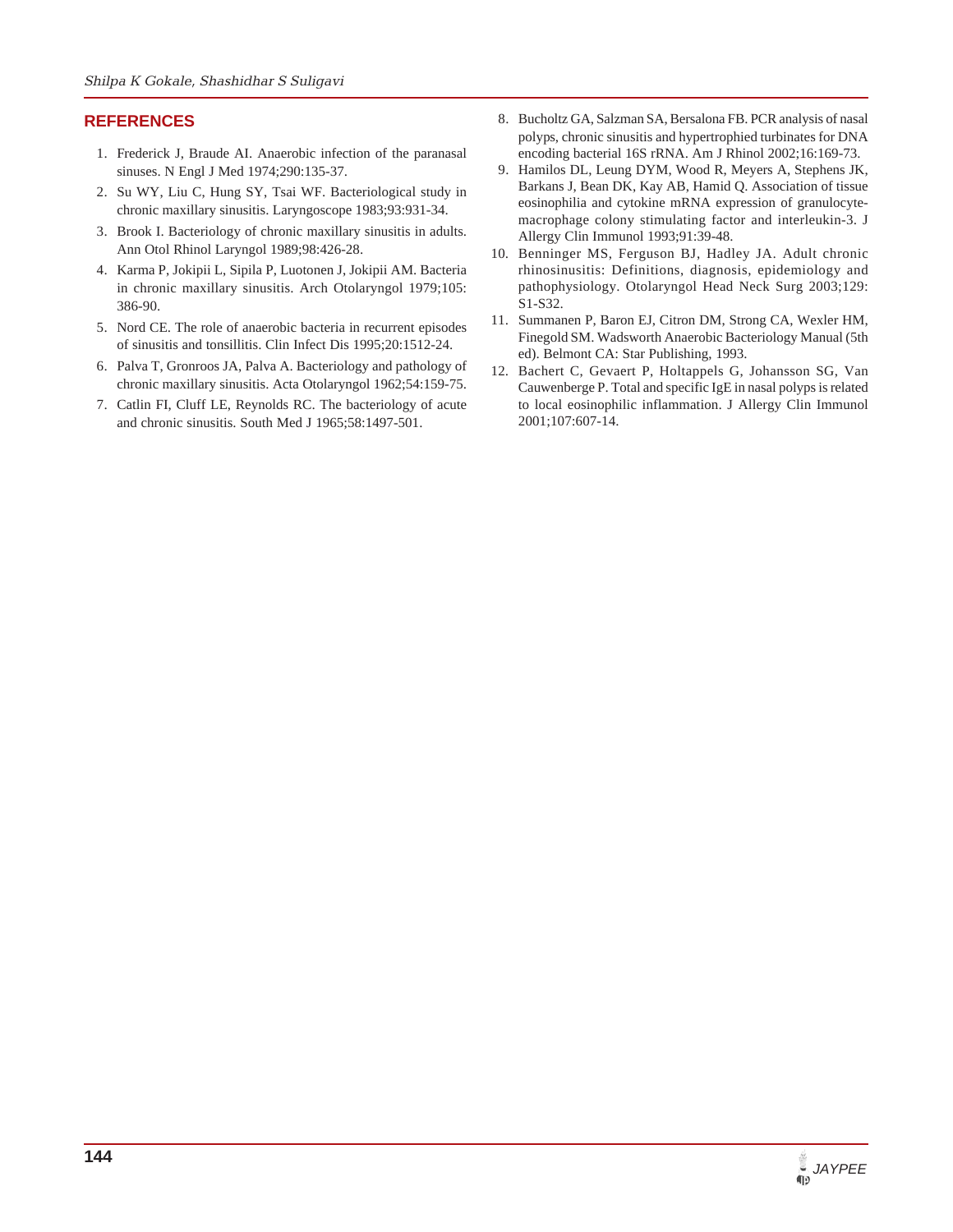## REFERENCES

1. Frederick J, Braude AI. Anaerobic infection of the paranasal sinuses. N Engl J Med 1974;290:135-37.
2. Su WY, Liu C, Hung SY, Tsai WF. Bacteriological study in chronic maxillary sinusitis. Laryngoscope 1983;93:931-34.
3. Brook I. Bacteriology of chronic maxillary sinusitis in adults. Ann Otol Rhinol Laryngol 1989;98:426-28.
4. Karma P, Jokipii L, Sipila P, Luotonen J, Jokipii AM. Bacteria in chronic maxillary sinusitis. Arch Otolaryngol 1979;105: 386-90.
5. Nord CE. The role of anaerobic bacteria in recurrent episodes of sinusitis and tonsillitis. Clin Infect Dis 1995;20:1512-24.
6. Palva T, Gronroos JA, Palva A. Bacteriology and pathology of chronic maxillary sinusitis. Acta Otolaryngol 1962;54:159-75.
7. Catlin FI, Cluff LE, Reynolds RC. The bacteriology of acute and chronic sinusitis. South Med J 1965;58:1497-501.
8. Bucholtz GA, Salzman SA, Bersalona FB. PCR analysis of nasal polyps, chronic sinusitis and hypertrophied turbinates for DNA encoding bacterial 16S rRNA. Am J Rhinol 2002;16:169-73.
9. Hamilos DL, Leung DYM, Wood R, Meyers A, Stephens JK, Barkans J, Bean DK, Kay AB, Hamid Q. Association of tissue eosinophilia and cytokine mRNA expression of granulocyte-macrophage colony stimulating factor and interleukin-3. J Allergy Clin Immunol 1993;91:39-48.
10. Benninger MS, Ferguson BJ, Hadley JA. Adult chronic rhinosinusitis: Definitions, diagnosis, epidemiology and pathophysiology. Otolaryngol Head Neck Surg 2003;129: S1-S32.
11. Summanen P, Baron EJ, Citron DM, Strong CA, Wexler HM, Finegold SM. Wadsworth Anaerobic Bacteriology Manual (5th ed). Belmont CA: Star Publishing, 1993.
12. Bachert C, Gevaert P, Holtappels G, Johansson SG, Van Cauwenberge P. Total and specific IgE in nasal polyps is related to local eosinophilic inflammation. J Allergy Clin Immunol 2001;107:607-14.